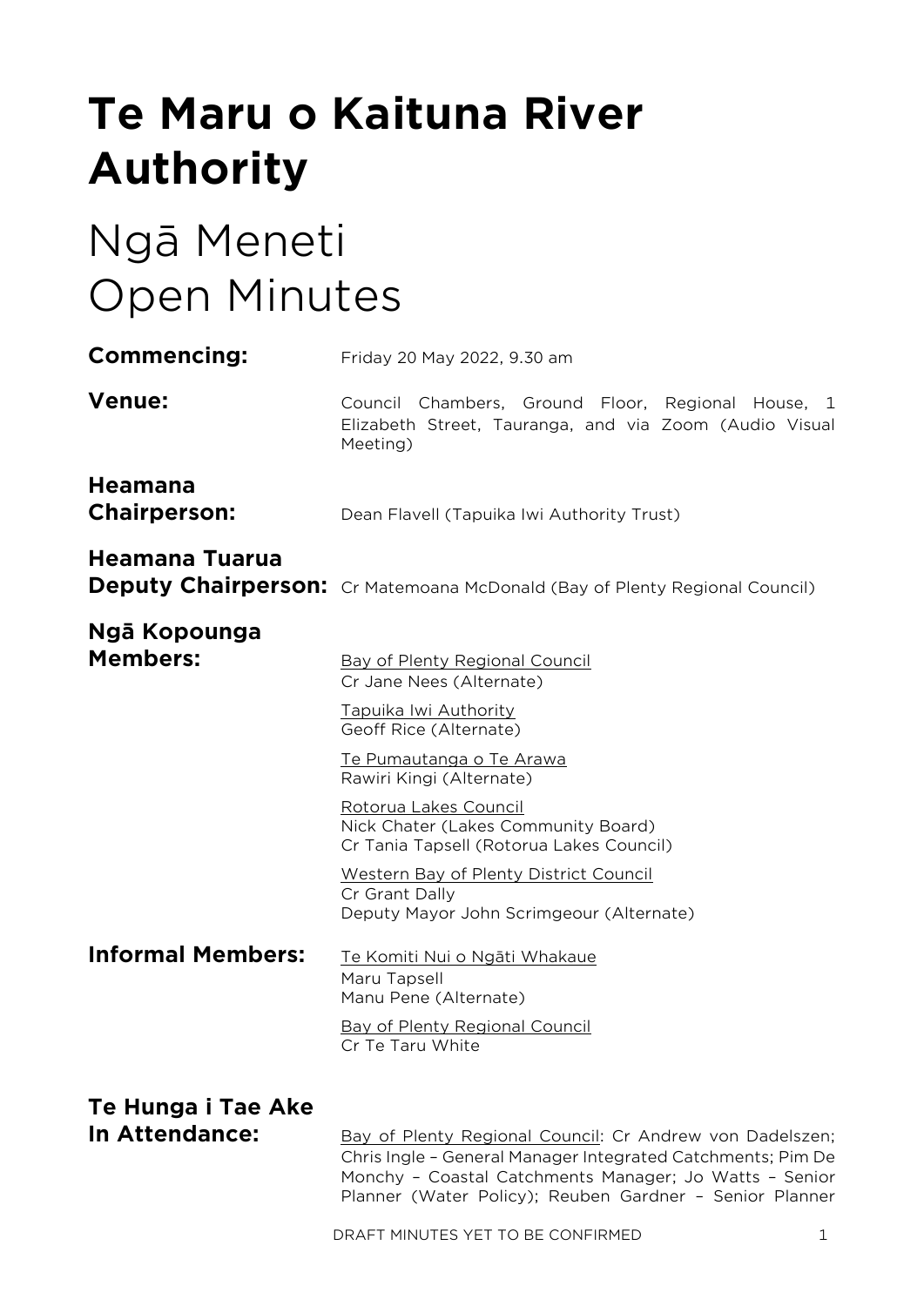# Te Maru o Kaituna River Authority

## Ngā Meneti
## Open Minutes

**Commencing:** Friday 20 May 2022, 9.30 am

**Venue:** Council Chambers, Ground Floor, Regional House, 1 Elizabeth Street, Tauranga, and via Zoom (Audio Visual Meeting)

**Heamana Chairperson:** Dean Flavell (Tapuika Iwi Authority Trust)

**Heamana Tuarua Deputy Chairperson:** Cr Matemoana McDonald (Bay of Plenty Regional Council)

**Ngā Kopounga Members:**

Bay of Plenty Regional Council
Cr Jane Nees (Alternate)

Tapuika Iwi Authority
Geoff Rice (Alternate)

Te Pumautanga o Te Arawa
Rawiri Kingi (Alternate)

Rotorua Lakes Council
Nick Chater (Lakes Community Board)
Cr Tania Tapsell (Rotorua Lakes Council)

Western Bay of Plenty District Council
Cr Grant Dally
Deputy Mayor John Scrimgeour (Alternate)

**Informal Members:**

Te Komiti Nui o Ngāti Whakaue
Maru Tapsell
Manu Pene (Alternate)

Bay of Plenty Regional Council
Cr Te Taru White

**Te Hunga i Tae Ake In Attendance:** Bay of Plenty Regional Council: Cr Andrew von Dadelszen; Chris Ingle – General Manager Integrated Catchments; Pim De Monchy – Coastal Catchments Manager; Jo Watts – Senior Planner (Water Policy); Reuben Gardner – Senior Planner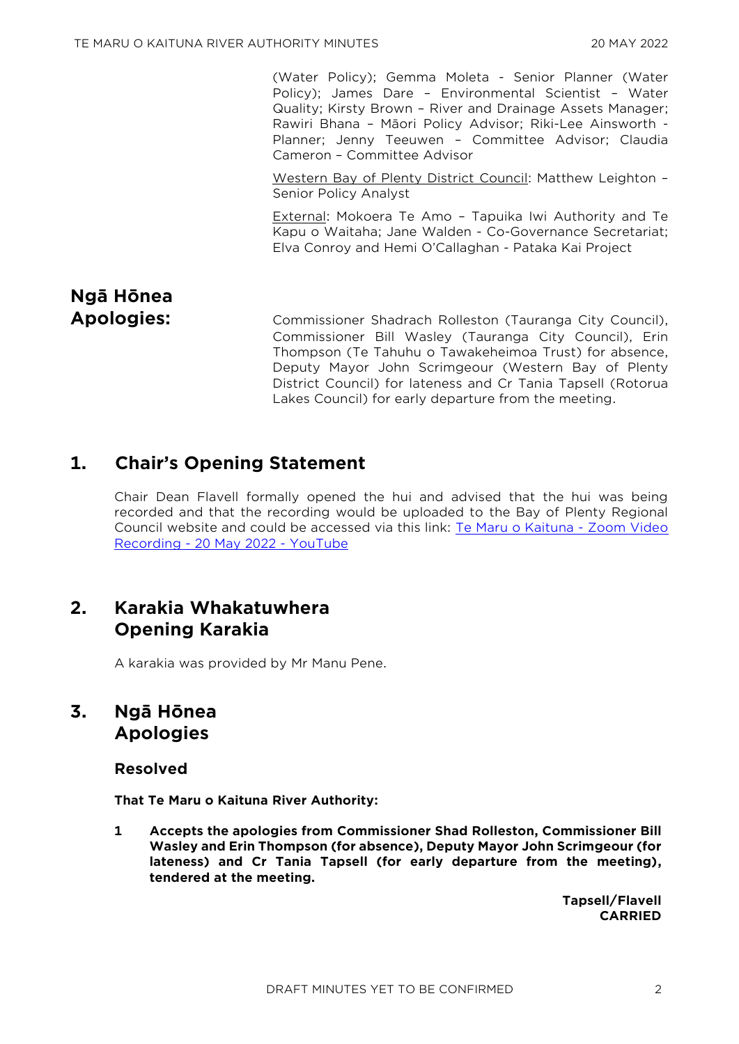(Water Policy); Gemma Moleta - Senior Planner (Water Policy); James Dare – Environmental Scientist – Water Quality; Kirsty Brown – River and Drainage Assets Manager; Rawiri Bhana – Māori Policy Advisor; Riki-Lee Ainsworth - Planner; Jenny Teeuwen – Committee Advisor; Claudia Cameron – Committee Advisor

Western Bay of Plenty District Council: Matthew Leighton – Senior Policy Analyst

External: Mokoera Te Amo – Tapuika Iwi Authority and Te Kapu o Waitaha; Jane Walden - Co-Governance Secretariat; Elva Conroy and Hemi O'Callaghan - Pataka Kai Project

**Ngā Hōnea Apologies:** Commissioner Shadrach Rolleston (Tauranga City Council), Commissioner Bill Wasley (Tauranga City Council), Erin Thompson (Te Tahuhu o Tawakeheimoa Trust) for absence, Deputy Mayor John Scrimgeour (Western Bay of Plenty District Council) for lateness and Cr Tania Tapsell (Rotorua Lakes Council) for early departure from the meeting.

## 1. Chair's Opening Statement

Chair Dean Flavell formally opened the hui and advised that the hui was being recorded and that the recording would be uploaded to the Bay of Plenty Regional Council website and could be accessed via this link: [Te Maru o Kaituna - Zoom Video Recording - 20 May 2022 - YouTube]

## 2. Karakia Whakatuwhera Opening Karakia

A karakia was provided by Mr Manu Pene.

## 3. Ngā Hōnea Apologies

### Resolved

**That Te Maru o Kaituna River Authority:**

**1 Accepts the apologies from Commissioner Shad Rolleston, Commissioner Bill Wasley and Erin Thompson (for absence), Deputy Mayor John Scrimgeour (for lateness) and Cr Tania Tapsell (for early departure from the meeting), tendered at the meeting.**

**Tapsell/Flavell**
**CARRIED**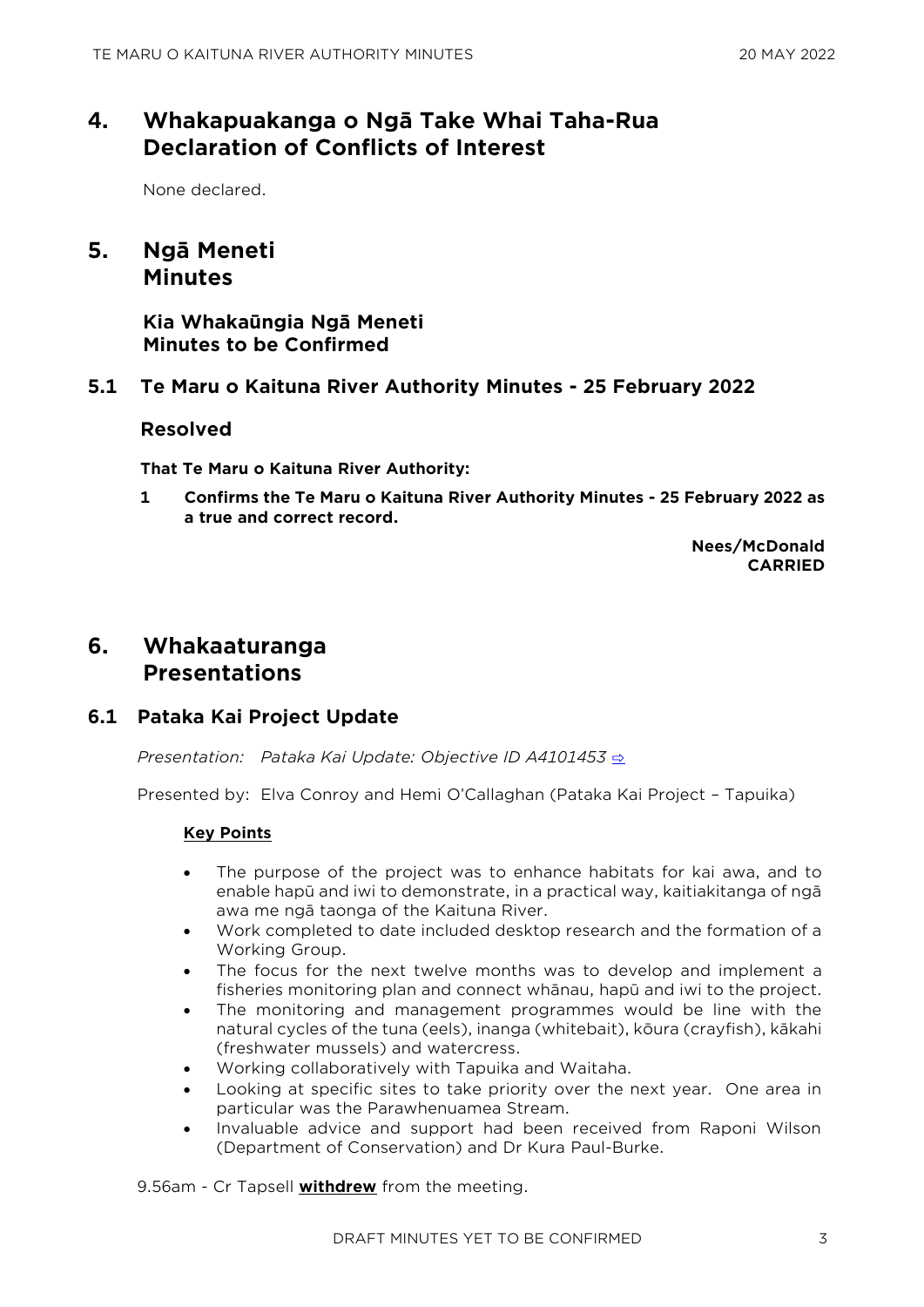## 4. Whakapuakanga o Ngā Take Whai Taha-Rua Declaration of Conflicts of Interest

None declared.

## 5. Ngā Meneti Minutes

### Kia Whakaūngia Ngā Meneti Minutes to be Confirmed

### 5.1 Te Maru o Kaituna River Authority Minutes - 25 February 2022

### Resolved

**That Te Maru o Kaituna River Authority:**

**1 Confirms the Te Maru o Kaituna River Authority Minutes - 25 February 2022 as a true and correct record.**

**Nees/McDonald**
**CARRIED**

## 6. Whakaaturanga Presentations

### 6.1 Pataka Kai Project Update

*Presentation: Pataka Kai Update: Objective ID A4101453* ⇨

Presented by: Elva Conroy and Hemi O'Callaghan (Pataka Kai Project – Tapuika)

**Key Points**

- The purpose of the project was to enhance habitats for kai awa, and to enable hapū and iwi to demonstrate, in a practical way, kaitiakitanga of ngā awa me ngā taonga of the Kaituna River.
- Work completed to date included desktop research and the formation of a Working Group.
- The focus for the next twelve months was to develop and implement a fisheries monitoring plan and connect whānau, hapū and iwi to the project.
- The monitoring and management programmes would be line with the natural cycles of the tuna (eels), inanga (whitebait), kōura (crayfish), kākahi (freshwater mussels) and watercress.
- Working collaboratively with Tapuika and Waitaha.
- Looking at specific sites to take priority over the next year. One area in particular was the Parawhenuamea Stream.
- Invaluable advice and support had been received from Raponi Wilson (Department of Conservation) and Dr Kura Paul-Burke.

9.56am - Cr Tapsell **withdrew** from the meeting.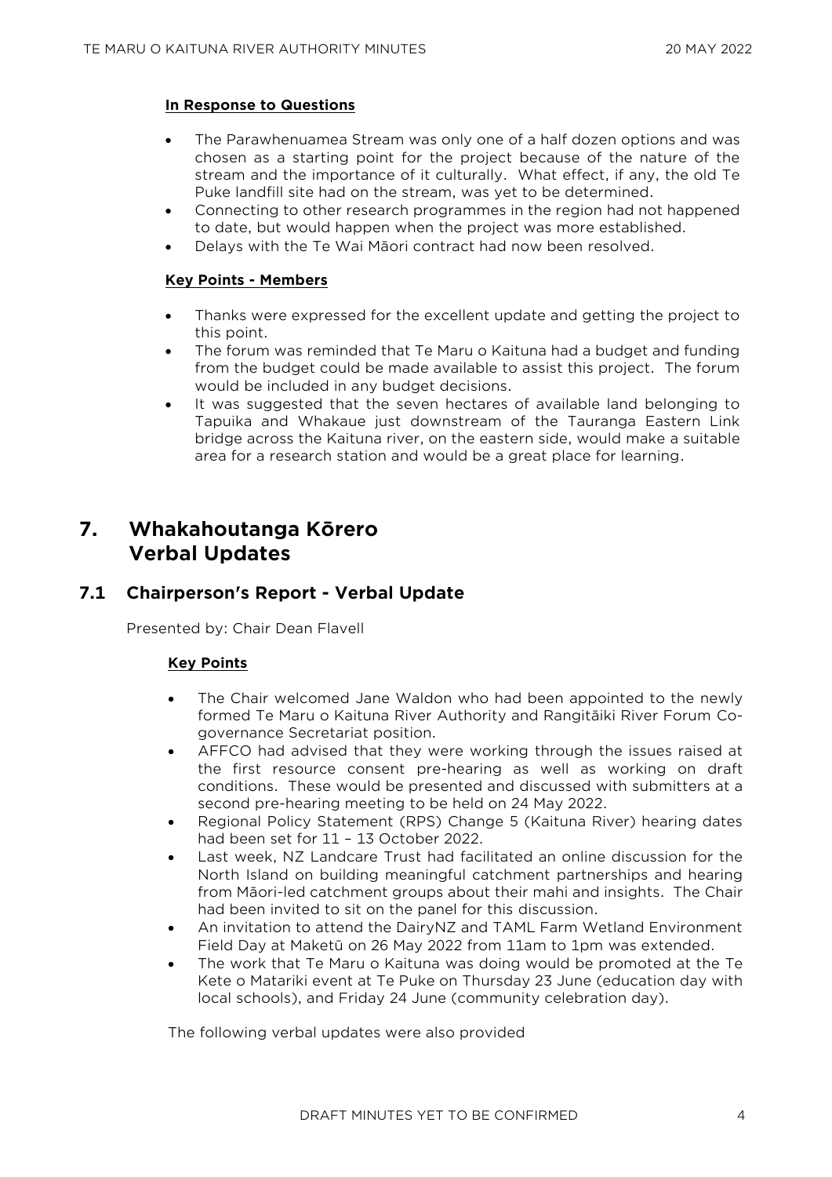#### **In Response to Questions**

- The Parawhenuamea Stream was only one of a half dozen options and was chosen as a starting point for the project because of the nature of the stream and the importance of it culturally. What effect, if any, the old Te Puke landfill site had on the stream, was yet to be determined.
- Connecting to other research programmes in the region had not happened to date, but would happen when the project was more established.
- Delays with the Te Wai Māori contract had now been resolved.

#### **Key Points - Members**

- Thanks were expressed for the excellent update and getting the project to this point.
- The forum was reminded that Te Maru o Kaituna had a budget and funding from the budget could be made available to assist this project. The forum would be included in any budget decisions.
- It was suggested that the seven hectares of available land belonging to Tapuika and Whakaue just downstream of the Tauranga Eastern Link bridge across the Kaituna river, on the eastern side, would make a suitable area for a research station and would be a great place for learning.

## 7. Whakahoutanga Kōrero Verbal Updates

### 7.1 Chairperson's Report - Verbal Update

Presented by: Chair Dean Flavell

#### **Key Points**

- The Chair welcomed Jane Waldon who had been appointed to the newly formed Te Maru o Kaituna River Authority and Rangitāiki River Forum Co-governance Secretariat position.
- AFFCO had advised that they were working through the issues raised at the first resource consent pre-hearing as well as working on draft conditions. These would be presented and discussed with submitters at a second pre-hearing meeting to be held on 24 May 2022.
- Regional Policy Statement (RPS) Change 5 (Kaituna River) hearing dates had been set for 11 – 13 October 2022.
- Last week, NZ Landcare Trust had facilitated an online discussion for the North Island on building meaningful catchment partnerships and hearing from Māori-led catchment groups about their mahi and insights. The Chair had been invited to sit on the panel for this discussion.
- An invitation to attend the DairyNZ and TAML Farm Wetland Environment Field Day at Maketū on 26 May 2022 from 11am to 1pm was extended.
- The work that Te Maru o Kaituna was doing would be promoted at the Te Kete o Matariki event at Te Puke on Thursday 23 June (education day with local schools), and Friday 24 June (community celebration day).

The following verbal updates were also provided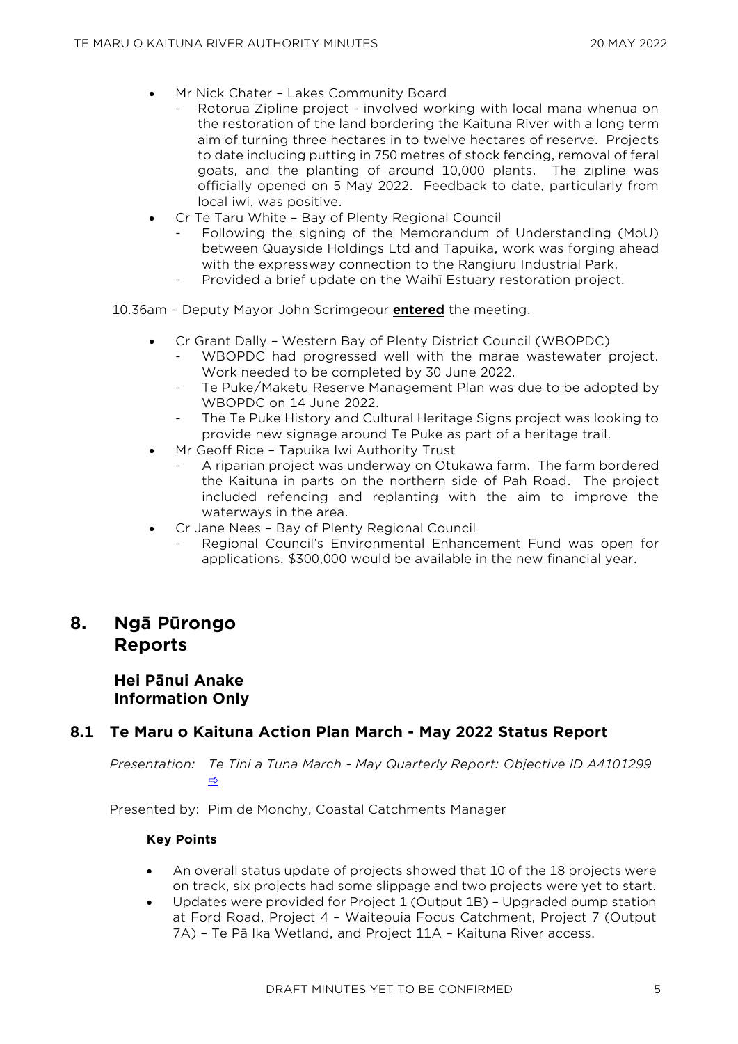- Mr Nick Chater – Lakes Community Board
  - Rotorua Zipline project - involved working with local mana whenua on the restoration of the land bordering the Kaituna River with a long term aim of turning three hectares in to twelve hectares of reserve. Projects to date including putting in 750 metres of stock fencing, removal of feral goats, and the planting of around 10,000 plants. The zipline was officially opened on 5 May 2022. Feedback to date, particularly from local iwi, was positive.
- Cr Te Taru White – Bay of Plenty Regional Council
  - Following the signing of the Memorandum of Understanding (MoU) between Quayside Holdings Ltd and Tapuika, work was forging ahead with the expressway connection to the Rangiuru Industrial Park.
  - Provided a brief update on the Waihī Estuary restoration project.

10.36am – Deputy Mayor John Scrimgeour **entered** the meeting.

- Cr Grant Dally – Western Bay of Plenty District Council (WBOPDC)
  - WBOPDC had progressed well with the marae wastewater project. Work needed to be completed by 30 June 2022.
  - Te Puke/Maketu Reserve Management Plan was due to be adopted by WBOPDC on 14 June 2022.
  - The Te Puke History and Cultural Heritage Signs project was looking to provide new signage around Te Puke as part of a heritage trail.
- Mr Geoff Rice – Tapuika Iwi Authority Trust
  - A riparian project was underway on Otukawa farm. The farm bordered the Kaituna in parts on the northern side of Pah Road. The project included refencing and replanting with the aim to improve the waterways in the area.
- Cr Jane Nees – Bay of Plenty Regional Council
  - Regional Council's Environmental Enhancement Fund was open for applications. $300,000 would be available in the new financial year.

# 8. Ngā Pūrongo Reports

## Hei Pānui Anake Information Only

## 8.1 Te Maru o Kaituna Action Plan March - May 2022 Status Report

*Presentation: Te Tini a Tuna March - May Quarterly Report: Objective ID A4101299* ⇨

Presented by: Pim de Monchy, Coastal Catchments Manager

**Key Points**

- An overall status update of projects showed that 10 of the 18 projects were on track, six projects had some slippage and two projects were yet to start.
- Updates were provided for Project 1 (Output 1B) – Upgraded pump station at Ford Road, Project 4 – Waitepuia Focus Catchment, Project 7 (Output 7A) – Te Pā Ika Wetland, and Project 11A – Kaituna River access.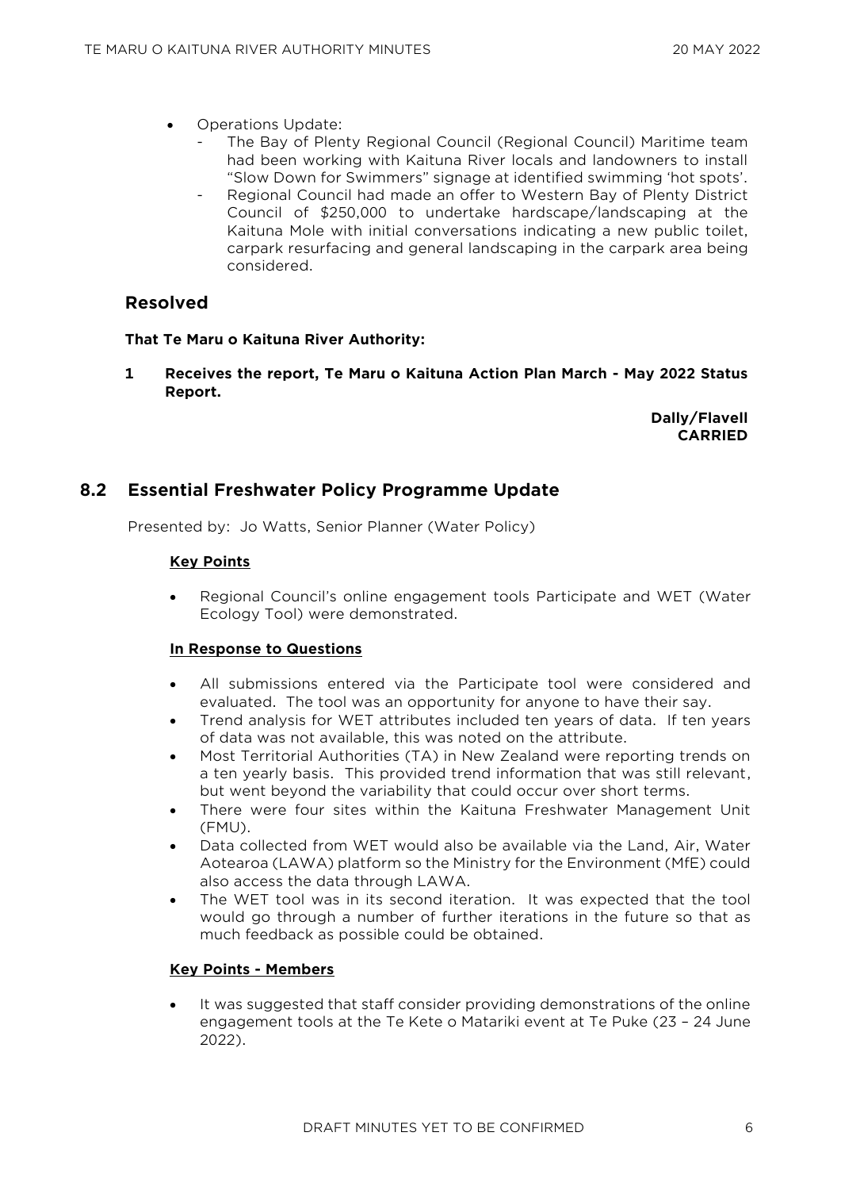- Operations Update:
  - The Bay of Plenty Regional Council (Regional Council) Maritime team had been working with Kaituna River locals and landowners to install "Slow Down for Swimmers" signage at identified swimming 'hot spots'.
  - Regional Council had made an offer to Western Bay of Plenty District Council of $250,000 to undertake hardscape/landscaping at the Kaituna Mole with initial conversations indicating a new public toilet, carpark resurfacing and general landscaping in the carpark area being considered.

## Resolved

**That Te Maru o Kaituna River Authority:**

**1 Receives the report, Te Maru o Kaituna Action Plan March - May 2022 Status Report.**

**Dally/Flavell**
**CARRIED**

## 8.2 Essential Freshwater Policy Programme Update

Presented by: Jo Watts, Senior Planner (Water Policy)

**Key Points**

- Regional Council's online engagement tools Participate and WET (Water Ecology Tool) were demonstrated.

**In Response to Questions**

- All submissions entered via the Participate tool were considered and evaluated. The tool was an opportunity for anyone to have their say.
- Trend analysis for WET attributes included ten years of data. If ten years of data was not available, this was noted on the attribute.
- Most Territorial Authorities (TA) in New Zealand were reporting trends on a ten yearly basis. This provided trend information that was still relevant, but went beyond the variability that could occur over short terms.
- There were four sites within the Kaituna Freshwater Management Unit (FMU).
- Data collected from WET would also be available via the Land, Air, Water Aotearoa (LAWA) platform so the Ministry for the Environment (MfE) could also access the data through LAWA.
- The WET tool was in its second iteration. It was expected that the tool would go through a number of further iterations in the future so that as much feedback as possible could be obtained.

**Key Points - Members**

- It was suggested that staff consider providing demonstrations of the online engagement tools at the Te Kete o Matariki event at Te Puke (23 – 24 June 2022).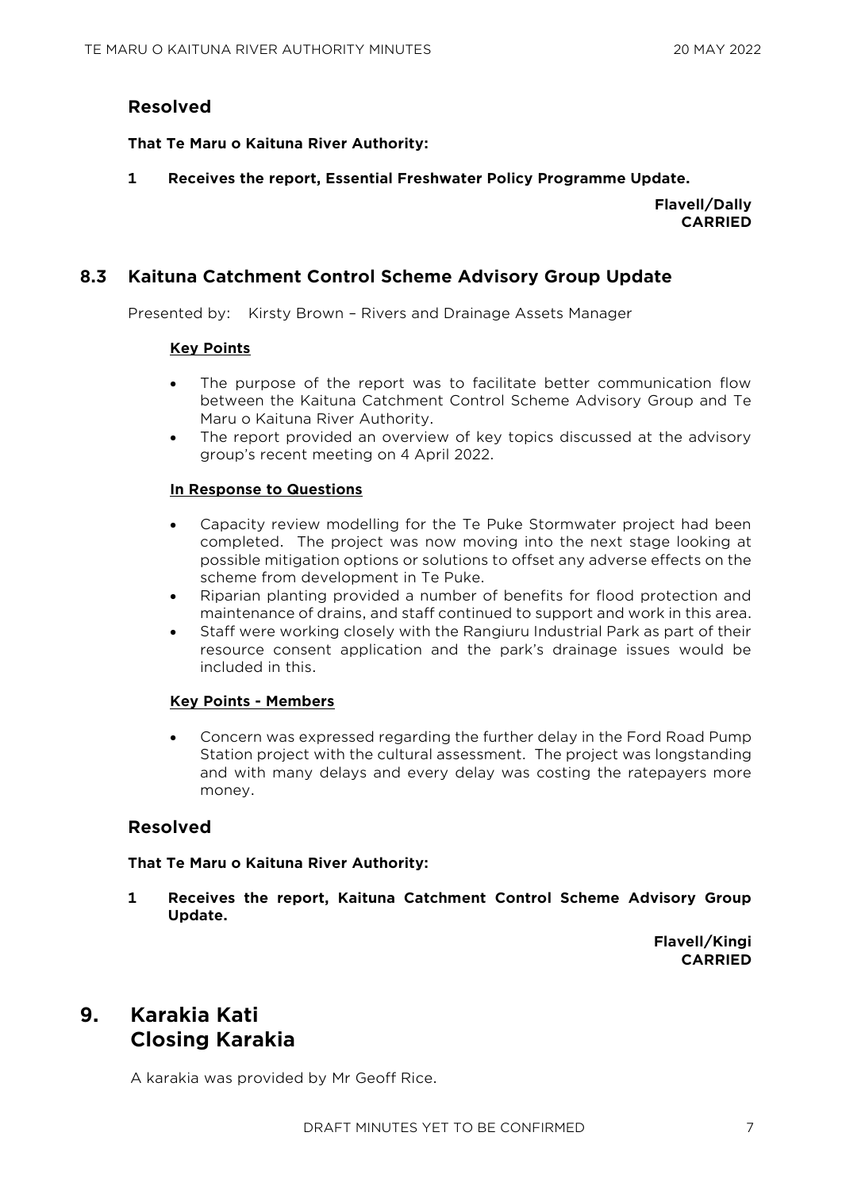### Resolved

**That Te Maru o Kaituna River Authority:**

**1 Receives the report, Essential Freshwater Policy Programme Update.**

**Flavell/Dally**
**CARRIED**

## 8.3 Kaituna Catchment Control Scheme Advisory Group Update

Presented by: Kirsty Brown – Rivers and Drainage Assets Manager

**Key Points**

- The purpose of the report was to facilitate better communication flow between the Kaituna Catchment Control Scheme Advisory Group and Te Maru o Kaituna River Authority.
- The report provided an overview of key topics discussed at the advisory group's recent meeting on 4 April 2022.

**In Response to Questions**

- Capacity review modelling for the Te Puke Stormwater project had been completed. The project was now moving into the next stage looking at possible mitigation options or solutions to offset any adverse effects on the scheme from development in Te Puke.
- Riparian planting provided a number of benefits for flood protection and maintenance of drains, and staff continued to support and work in this area.
- Staff were working closely with the Rangiuru Industrial Park as part of their resource consent application and the park's drainage issues would be included in this.

**Key Points - Members**

- Concern was expressed regarding the further delay in the Ford Road Pump Station project with the cultural assessment. The project was longstanding and with many delays and every delay was costing the ratepayers more money.

### Resolved

**That Te Maru o Kaituna River Authority:**

**1 Receives the report, Kaituna Catchment Control Scheme Advisory Group Update.**

**Flavell/Kingi**
**CARRIED**

# 9. Karakia Kati Closing Karakia

A karakia was provided by Mr Geoff Rice.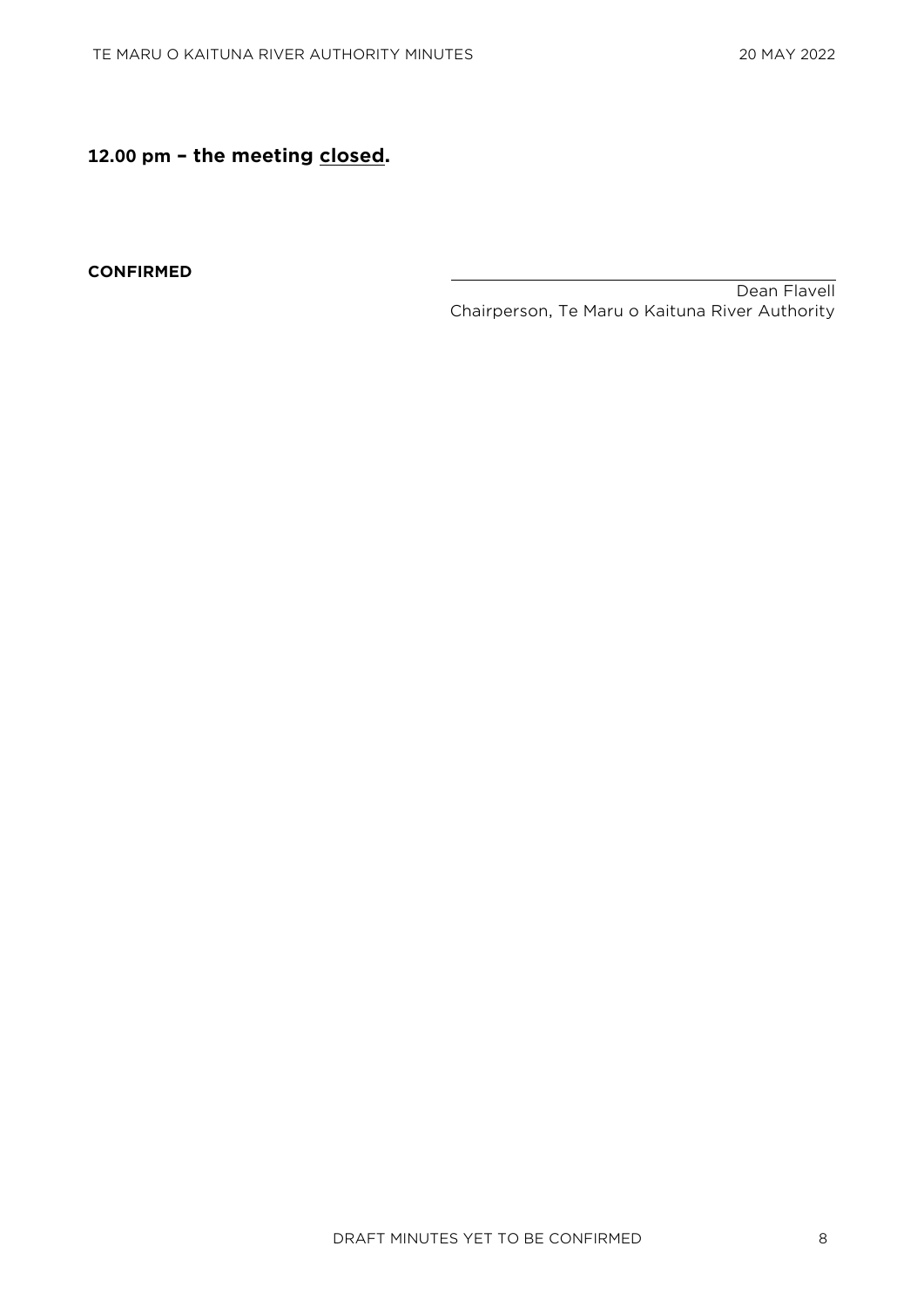**12.00 pm – the meeting closed.**

**CONFIRMED**

Dean Flavell
Chairperson, Te Maru o Kaituna River Authority